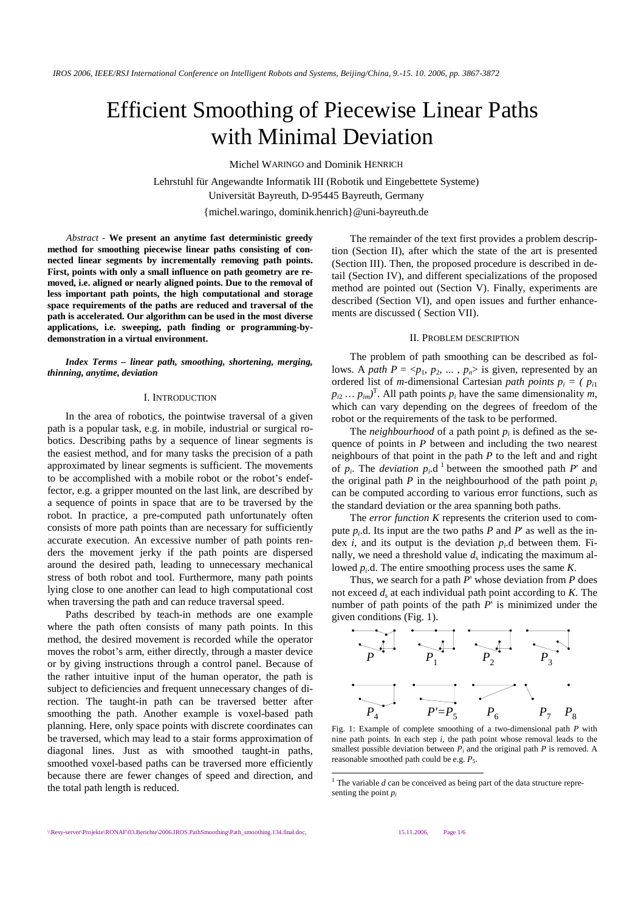# Efficient Smoothing of Piecewise Linear Paths with Minimal Deviation

Michel WARINGO and Dominik HENRICH

Lehrstuhl für Angewandte Informatik III (Robotik und Eingebettete Systeme)
Universität Bayreuth, D-95445 Bayreuth, Germany
{michel.waringo, dominik.henrich}@uni-bayreuth.de

*Abstract* - **We present an anytime fast deterministic greedy method for smoothing piecewise linear paths consisting of connected linear segments by incrementally removing path points. First, points with only a small influence on path geometry are removed, i.e. aligned or nearly aligned points. Due to the removal of less important path points, the high computational and storage space requirements of the paths are reduced and traversal of the path is accelerated. Our algorithm can be used in the most diverse applications, i.e. sweeping, path finding or programming-by-demonstration in a virtual environment.**

***Index Terms – linear path, smoothing, shortening, merging, thinning, anytime, deviation***

## I. INTRODUCTION

In the area of robotics, the pointwise traversal of a given path is a popular task, e.g. in mobile, industrial or surgical robotics. Describing paths by a sequence of linear segments is the easiest method, and for many tasks the precision of a path approximated by linear segments is sufficient. The movements to be accomplished with a mobile robot or the robot's endeffector, e.g. a gripper mounted on the last link, are described by a sequence of points in space that are to be traversed by the robot. In practice, a pre-computed path unfortunately often consists of more path points than are necessary for sufficiently accurate execution. An excessive number of path points renders the movement jerky if the path points are dispersed around the desired path, leading to unnecessary mechanical stress of both robot and tool. Furthermore, many path points lying close to one another can lead to high computational cost when traversing the path and can reduce traversal speed.

Paths described by teach-in methods are one example where the path often consists of many path points. In this method, the desired movement is recorded while the operator moves the robot's arm, either directly, through a master device or by giving instructions through a control panel. Because of the rather intuitive input of the human operator, the path is subject to deficiencies and frequent unnecessary changes of direction. The taught-in path can be traversed better after smoothing the path. Another example is voxel-based path planning. Here, only space points with discrete coordinates can be traversed, which may lead to a stair forms approximation of diagonal lines. Just as with smoothed taught-in paths, smoothed voxel-based paths can be traversed more efficiently because there are fewer changes of speed and direction, and the total path length is reduced.

The remainder of the text first provides a problem description (Section II), after which the state of the art is presented (Section III). Then, the proposed procedure is described in detail (Section IV), and different specializations of the proposed method are pointed out (Section V). Finally, experiments are described (Section VI), and open issues and further enhancements are discussed ( Section VII).

## II. PROBLEM DESCRIPTION

The problem of path smoothing can be described as follows. A *path* $P = <p_1, p_2, \ldots, p_n>$ is given, represented by an ordered list of *m*-dimensional Cartesian *path points* $p_i = (p_{i1}\ p_{i2} \ldots p_{im})^T$. All path points $p_i$ have the same dimensionality *m*, which can vary depending on the degrees of freedom of the robot or the requirements of the task to be performed.

The *neighbourhood* of a path point $p_i$ is defined as the sequence of points in *P* between and including the two nearest neighbours of that point in the path *P* to the left and and right of $p_i$. The *deviation* $p_i.d$ [1] between the smoothed path *P*' and the original path *P* in the neighbourhood of the path point $p_i$ can be computed according to various error functions, such as the standard deviation or the area spanning both paths.

The *error function K* represents the criterion used to compute $p_i.d$. Its input are the two paths *P* and *P*' as well as the index *i*, and its output is the deviation $p_i.d$ between them. Finally, we need a threshold value $d_s$ indicating the maximum allowed $p_i.d$. The entire smoothing process uses the same *K*.

Thus, we search for a path *P*' whose deviation from *P* does not exceed $d_s$ at each individual path point according to *K*. The number of path points of the path *P*' is minimized under the given conditions (Fig. 1).

$P$ $P_1$ $P_2$ $P_3$ $P_4$ $P'=P_5$ $P_6$ $P_7$ $P_8$

Fig. 1: Example of complete smoothing of a two-dimensional path *P* with nine path points. In each step *i*, the path point whose removal leads to the smallest possible deviation between $P_i$ and the original path *P* is removed. A reasonable smoothed path could be e.g. $P_5$.

[1] The variable *d* can be conceived as being part of the data structure representing the point $p_i$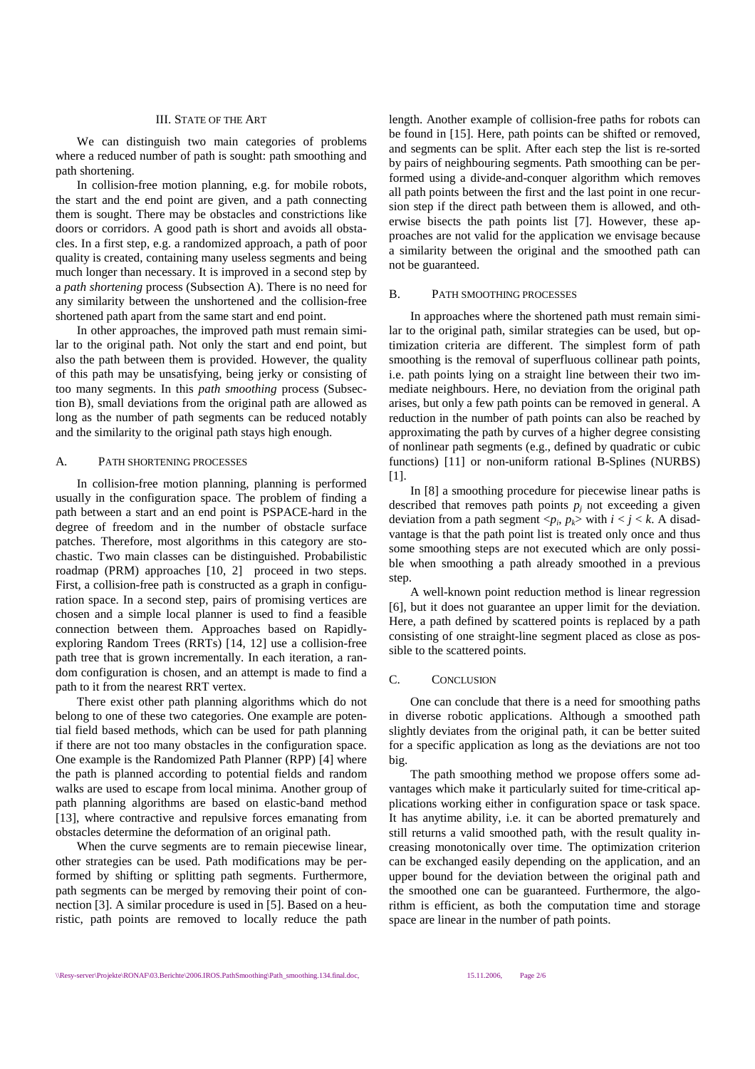## III. State of the Art

We can distinguish two main categories of problems where a reduced number of path is sought: path smoothing and path shortening.

In collision-free motion planning, e.g. for mobile robots, the start and the end point are given, and a path connecting them is sought. There may be obstacles and constrictions like doors or corridors. A good path is short and avoids all obstacles. In a first step, e.g. a randomized approach, a path of poor quality is created, containing many useless segments and being much longer than necessary. It is improved in a second step by a *path shortening* process (Subsection A). There is no need for any similarity between the unshortened and the collision-free shortened path apart from the same start and end point.

In other approaches, the improved path must remain similar to the original path. Not only the start and end point, but also the path between them is provided. However, the quality of this path may be unsatisfying, being jerky or consisting of too many segments. In this *path smoothing* process (Subsection B), small deviations from the original path are allowed as long as the number of path segments can be reduced notably and the similarity to the original path stays high enough.

### A. Path shortening processes

In collision-free motion planning, planning is performed usually in the configuration space. The problem of finding a path between a start and an end point is PSPACE-hard in the degree of freedom and in the number of obstacle surface patches. Therefore, most algorithms in this category are stochastic. Two main classes can be distinguished. Probabilistic roadmap (PRM) approaches [10, 2] proceed in two steps. First, a collision-free path is constructed as a graph in configuration space. In a second step, pairs of promising vertices are chosen and a simple local planner is used to find a feasible connection between them. Approaches based on Rapidly-exploring Random Trees (RRTs) [14, 12] use a collision-free path tree that is grown incrementally. In each iteration, a random configuration is chosen, and an attempt is made to find a path to it from the nearest RRT vertex.

There exist other path planning algorithms which do not belong to one of these two categories. One example are potential field based methods, which can be used for path planning if there are not too many obstacles in the configuration space. One example is the Randomized Path Planner (RPP) [4] where the path is planned according to potential fields and random walks are used to escape from local minima. Another group of path planning algorithms are based on elastic-band method [13], where contractive and repulsive forces emanating from obstacles determine the deformation of an original path.

When the curve segments are to remain piecewise linear, other strategies can be used. Path modifications may be performed by shifting or splitting path segments. Furthermore, path segments can be merged by removing their point of connection [3]. A similar procedure is used in [5]. Based on a heuristic, path points are removed to locally reduce the path length. Another example of collision-free paths for robots can be found in [15]. Here, path points can be shifted or removed, and segments can be split. After each step the list is re-sorted by pairs of neighbouring segments. Path smoothing can be performed using a divide-and-conquer algorithm which removes all path points between the first and the last point in one recursion step if the direct path between them is allowed, and otherwise bisects the path points list [7]. However, these approaches are not valid for the application we envisage because a similarity between the original and the smoothed path can not be guaranteed.

### B. Path smoothing processes

In approaches where the shortened path must remain similar to the original path, similar strategies can be used, but optimization criteria are different. The simplest form of path smoothing is the removal of superfluous collinear path points, i.e. path points lying on a straight line between their two immediate neighbours. Here, no deviation from the original path arises, but only a few path points can be removed in general. A reduction in the number of path points can also be reached by approximating the path by curves of a higher degree consisting of nonlinear path segments (e.g., defined by quadratic or cubic functions) [11] or non-uniform rational B-Splines (NURBS) [1].

In [8] a smoothing procedure for piecewise linear paths is described that removes path points $p_j$ not exceeding a given deviation from a path segment $<p_i, p_k>$ with $i < j < k$. A disadvantage is that the path point list is treated only once and thus some smoothing steps are not executed which are only possible when smoothing a path already smoothed in a previous step.

A well-known point reduction method is linear regression [6], but it does not guarantee an upper limit for the deviation. Here, a path defined by scattered points is replaced by a path consisting of one straight-line segment placed as close as possible to the scattered points.

### C. Conclusion

One can conclude that there is a need for smoothing paths in diverse robotic applications. Although a smoothed path slightly deviates from the original path, it can be better suited for a specific application as long as the deviations are not too big.

The path smoothing method we propose offers some advantages which make it particularly suited for time-critical applications working either in configuration space or task space. It has anytime ability, i.e. it can be aborted prematurely and still returns a valid smoothed path, with the result quality increasing monotonically over time. The optimization criterion can be exchanged easily depending on the application, and an upper bound for the deviation between the original path and the smoothed one can be guaranteed. Furthermore, the algorithm is efficient, as both the computation time and storage space are linear in the number of path points.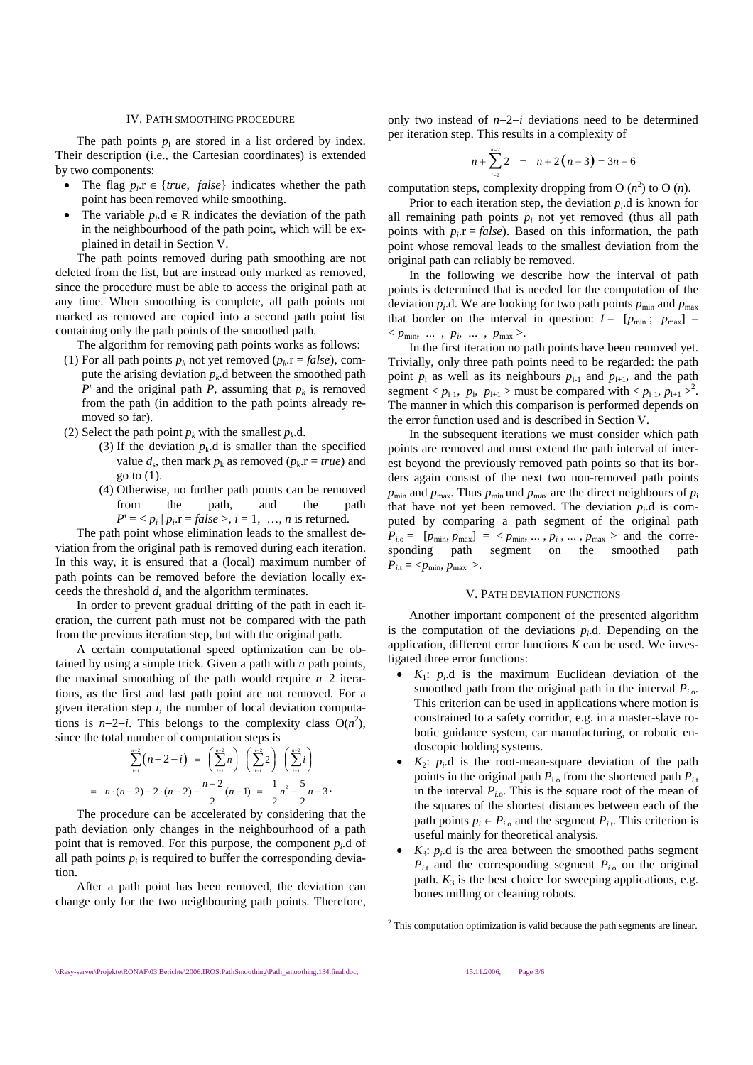## IV. Path Smoothing Procedure

The path points $p_i$ are stored in a list ordered by index. Their description (i.e., the Cartesian coordinates) is extended by two components:

- The flag $p_i.r \in \{true,\ false\}$ indicates whether the path point has been removed while smoothing.
- The variable $p_i.d \in R$ indicates the deviation of the path in the neighbourhood of the path point, which will be explained in detail in Section V.

The path points removed during path smoothing are not deleted from the list, but are instead only marked as removed, since the procedure must be able to access the original path at any time. When smoothing is complete, all path points not marked as removed are copied into a second path point list containing only the path points of the smoothed path.

The algorithm for removing path points works as follows:

(1) For all path points $p_k$ not yet removed ($p_k.r = false$), compute the arising deviation $p_k.d$ between the smoothed path $P'$ and the original path $P$, assuming that $p_k$ is removed from the path (in addition to the path points already removed so far).

(2) Select the path point $p_k$ with the smallest $p_k.d$.

(3) If the deviation $p_k.d$ is smaller than the specified value $d_s$, then mark $p_k$ as removed ($p_k.r = true$) and go to (1).

(4) Otherwise, no further path points can be removed from the path, and the path $P' = < p_i \mid p_i.r = false >,\ i = 1,\ \ldots,\ n$ is returned.

The path point whose elimination leads to the smallest deviation from the original path is removed during each iteration. In this way, it is ensured that a (local) maximum number of path points can be removed before the deviation locally exceeds the threshold $d_s$ and the algorithm terminates.

In order to prevent gradual drifting of the path in each iteration, the current path must not be compared with the path from the previous iteration step, but with the original path.

A certain computational speed optimization can be obtained by using a simple trick. Given a path with $n$ path points, the maximal smoothing of the path would require $n-2$ iterations, as the first and last path point are not removed. For a given iteration step $i$, the number of local deviation computations is $n-2-i$. This belongs to the complexity class $O(n^2)$, since the total number of computation steps is

$$\sum_{i=1}^{n-2}(n-2-i) = \left(\sum_{i=1}^{n-2} n\right) - \left(\sum_{i=1}^{n-2} 2\right) - \left(\sum_{i=1}^{n-2} i\right)$$

$$= n\cdot(n-2) - 2\cdot(n-2) - \frac{n-2}{2}(n-1) = \frac{1}{2}n^2 - \frac{5}{2}n + 3.$$

The procedure can be accelerated by considering that the path deviation only changes in the neighbourhood of a path point that is removed. For this purpose, the component $p_i.d$ of all path points $p_i$ is required to buffer the corresponding deviation.

After a path point has been removed, the deviation can change only for the two neighbouring path points. Therefore, only two instead of $n-2-i$ deviations need to be determined per iteration step. This results in a complexity of

$$n + \sum_{i=2}^{n-2} 2 = n + 2(n-3) = 3n - 6$$

computation steps, complexity dropping from $O(n^2)$ to $O(n)$.

Prior to each iteration step, the deviation $p_i.d$ is known for all remaining path points $p_i$ not yet removed (thus all path points with $p_i.r = false$). Based on this information, the path point whose removal leads to the smallest deviation from the original path can reliably be removed.

In the following we describe how the interval of path points is determined that is needed for the computation of the deviation $p_i.d$. We are looking for two path points $p_{min}$ and $p_{max}$ that border on the interval in question: $I = [p_{min}\ ;\ p_{max}] = < p_{min},\ \ldots\ ,\ p_i,\ \ldots\ ,\ p_{max} >$.

In the first iteration no path points have been removed yet. Trivially, only three path points need to be regarded: the path point $p_i$ as well as its neighbours $p_{i-1}$ and $p_{i+1}$, and the path segment $< p_{i-1},\ p_i,\ p_{i+1} >$ must be compared with $< p_{i-1},\ p_{i+1} >$[2]. The manner in which this comparison is performed depends on the error function used and is described in Section V.

In the subsequent iterations we must consider which path points are removed and must extend the path interval of interest beyond the previously removed path points so that its borders again consist of the next two non-removed path points $p_{min}$ and $p_{max}$. Thus $p_{min}$ und $p_{max}$ are the direct neighbours of $p_i$ that have not yet been removed. The deviation $p_i.d$ is computed by comparing a path segment of the original path $P_{i.o} = [p_{min}, p_{max}] = < p_{min}, \ldots , p_i , \ldots , p_{max} >$ and the corresponding path segment on the smoothed path $P_{i.t} = < p_{min}, p_{max} >$.

## V. Path Deviation Functions

Another important component of the presented algorithm is the computation of the deviations $p_i.d$. Depending on the application, different error functions $K$ can be used. We investigated three error functions:

- $K_1$: $p_i.d$ is the maximum Euclidean deviation of the smoothed path from the original path in the interval $P_{i.o}$. This criterion can be used in applications where motion is constrained to a safety corridor, e.g. in a master-slave robotic guidance system, car manufacturing, or robotic endoscopic holding systems.
- $K_2$: $p_i.d$ is the root-mean-square deviation of the path points in the original path $P_{i.o}$ from the shortened path $P_{i.t}$ in the interval $P_{i.o}$. This is the square root of the mean of the squares of the shortest distances between each of the path points $p_i \in P_{i.o}$ and the segment $P_{i.t}$. This criterion is useful mainly for theoretical analysis.
- $K_3$: $p_i.d$ is the area between the smoothed paths segment $P_{i.t}$ and the corresponding segment $P_{i.o}$ on the original path. $K_3$ is the best choice for sweeping applications, e.g. bones milling or cleaning robots.

[2] This computation optimization is valid because the path segments are linear.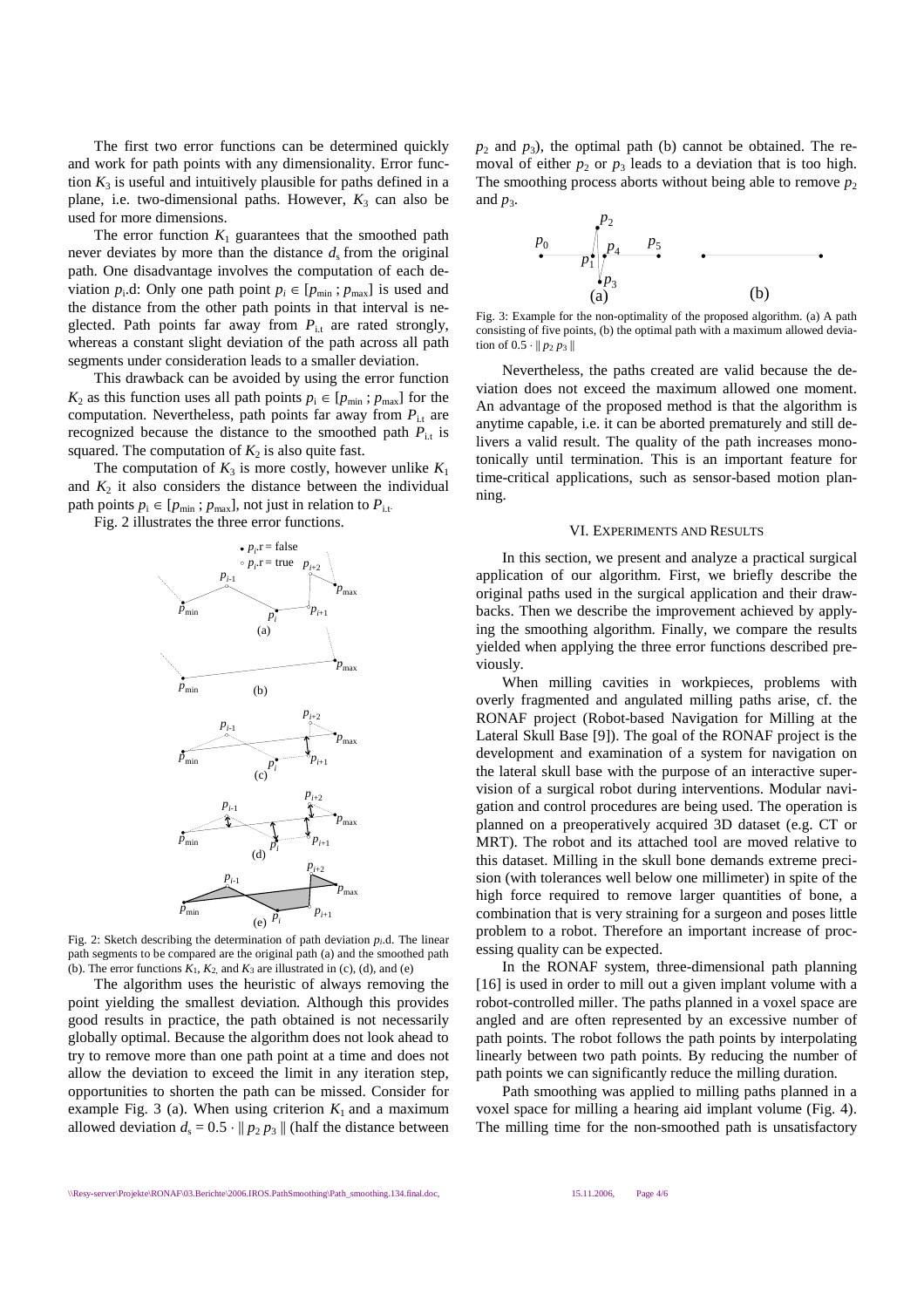The first two error functions can be determined quickly and work for path points with any dimensionality. Error function $K_3$ is useful and intuitively plausible for paths defined in a plane, i.e. two-dimensional paths. However, $K_3$ can also be used for more dimensions.

The error function $K_1$ guarantees that the smoothed path never deviates by more than the distance $d_s$ from the original path. One disadvantage involves the computation of each deviation $p_i$.d: Only one path point $p_i \in [p_{\min} ; p_{\max}]$ is used and the distance from the other path points in that interval is neglected. Path points far away from $P_{i,t}$ are rated strongly, whereas a constant slight deviation of the path across all path segments under consideration leads to a smaller deviation.

This drawback can be avoided by using the error function $K_2$ as this function uses all path points $p_i \in [p_{\min} ; p_{\max}]$ for the computation. Nevertheless, path points far away from $P_{i,t}$ are recognized because the distance to the smoothed path $P_{i,t}$ is squared. The computation of $K_2$ is also quite fast.

The computation of $K_3$ is more costly, however unlike $K_1$ and $K_2$ it also considers the distance between the individual path points $p_i \in [p_{\min} ; p_{\max}]$, not just in relation to $P_{i,t}$.

Fig. 2 illustrates the three error functions.

• $p_i$.r = false
◦ $p_i$.r = true

$p_{\min}$ $p_{i-1}$ $p_i$ $p_{i+1}$ $p_{i+2}$ $p_{\max}$

(a) (b) (c) (d) (e)

Fig. 2: Sketch describing the determination of path deviation $p_i$.d. The linear path segments to be compared are the original path (a) and the smoothed path (b). The error functions $K_1$, $K_2$ and $K_3$ are illustrated in (c), (d), and (e)

The algorithm uses the heuristic of always removing the point yielding the smallest deviation. Although this provides good results in practice, the path obtained is not necessarily globally optimal. Because the algorithm does not look ahead to try to remove more than one path point at a time and does not allow the deviation to exceed the limit in any iteration step, opportunities to shorten the path can be missed. Consider for example Fig. 3 (a). When using criterion $K_1$ and a maximum allowed deviation $d_s = 0.5 \cdot \| p_2\, p_3 \|$ (half the distance between $p_2$ and $p_3$), the optimal path (b) cannot be obtained. The removal of either $p_2$ or $p_3$ leads to a deviation that is too high. The smoothing process aborts without being able to remove $p_2$ and $p_3$.

$p_0$ $p_1$ $p_2$ $p_3$ $p_4$ $p_5$

(a) (b)

Fig. 3: Example for the non-optimality of the proposed algorithm. (a) A path consisting of five points, (b) the optimal path with a maximum allowed deviation of $0.5 \cdot \| p_2\, p_3 \|$

Nevertheless, the paths created are valid because the deviation does not exceed the maximum allowed one moment. An advantage of the proposed method is that the algorithm is anytime capable, i.e. it can be aborted prematurely and still delivers a valid result. The quality of the path increases monotonically until termination. This is an important feature for time-critical applications, such as sensor-based motion planning.

## VI. Experiments and Results

In this section, we present and analyze a practical surgical application of our algorithm. First, we briefly describe the original paths used in the surgical application and their drawbacks. Then we describe the improvement achieved by applying the smoothing algorithm. Finally, we compare the results yielded when applying the three error functions described previously.

When milling cavities in workpieces, problems with overly fragmented and angulated milling paths arise, cf. the RONAF project (Robot-based Navigation for Milling at the Lateral Skull Base [9]). The goal of the RONAF project is the development and examination of a system for navigation on the lateral skull base with the purpose of an interactive supervision of a surgical robot during interventions. Modular navigation and control procedures are being used. The operation is planned on a preoperatively acquired 3D dataset (e.g. CT or MRT). The robot and its attached tool are moved relative to this dataset. Milling in the skull bone demands extreme precision (with tolerances well below one millimeter) in spite of the high force required to remove larger quantities of bone, a combination that is very straining for a surgeon and poses little problem to a robot. Therefore an important increase of processing quality can be expected.

In the RONAF system, three-dimensional path planning [16] is used in order to mill out a given implant volume with a robot-controlled miller. The paths planned in a voxel space are angled and are often represented by an excessive number of path points. The robot follows the path points by interpolating linearly between two path points. By reducing the number of path points we can significantly reduce the milling duration.

Path smoothing was applied to milling paths planned in a voxel space for milling a hearing aid implant volume (Fig. 4). The milling time for the non-smoothed path is unsatisfactory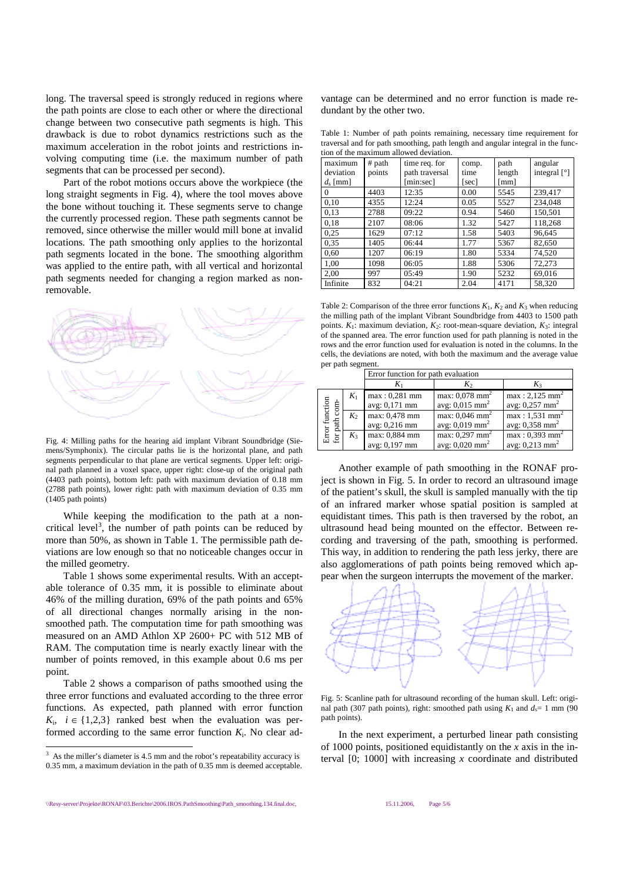long. The traversal speed is strongly reduced in regions where the path points are close to each other or where the directional change between two consecutive path segments is high. This drawback is due to robot dynamics restrictions such as the maximum acceleration in the robot joints and restrictions involving computing time (i.e. the maximum number of path segments that can be processed per second).

Part of the robot motions occurs above the workpiece (the long straight segments in Fig. 4), where the tool moves above the bone without touching it. These segments serve to change the currently processed region. These path segments cannot be removed, since otherwise the miller would mill bone at invalid locations. The path smoothing only applies to the horizontal path segments located in the bone. The smoothing algorithm was applied to the entire path, with all vertical and horizontal path segments needed for changing a region marked as non-removable.

Fig. 4: Milling paths for the hearing aid implant Vibrant Soundbridge (Siemens/Symphonix). The circular paths lie is the horizontal plane, and path segments perpendicular to that plane are vertical segments. Upper left: original path planned in a voxel space, upper right: close-up of the original path (4403 path points), bottom left: path with maximum deviation of 0.18 mm (2788 path points), lower right: path with maximum deviation of 0.35 mm (1405 path points)

While keeping the modification to the path at a non-critical level[3], the number of path points can be reduced by more than 50%, as shown in Table 1. The permissible path deviations are low enough so that no noticeable changes occur in the milled geometry.

Table 1 shows some experimental results. With an acceptable tolerance of 0.35 mm, it is possible to eliminate about 46% of the milling duration, 69% of the path points and 65% of all directional changes normally arising in the non-smoothed path. The computation time for path smoothing was measured on an AMD Athlon XP 2600+ PC with 512 MB of RAM. The computation time is nearly exactly linear with the number of points removed, in this example about 0.6 ms per point.

Table 2 shows a comparison of paths smoothed using the three error functions and evaluated according to the three error functions. As expected, path planned with error function $K_i$, $i \in \{1,2,3\}$ ranked best when the evaluation was performed according to the same error function $K_i$. No clear advantage can be determined and no error function is made redundant by the other two.

[3] As the miller's diameter is 4.5 mm and the robot's repeatability accuracy is 0.35 mm, a maximum deviation in the path of 0.35 mm is deemed acceptable.

Table 1: Number of path points remaining, necessary time requirement for traversal and for path smoothing, path length and angular integral in the function of the maximum allowed deviation.

| maximum deviation $d_s$ [mm] | # path points | time req. for path traversal [min:sec] | comp. time [sec] | path length [mm] | angular integral [°] |
|---|---|---|---|---|---|
| 0 | 4403 | 12:35 | 0.00 | 5545 | 239,417 |
| 0,10 | 4355 | 12:24 | 0.05 | 5527 | 234,048 |
| 0,13 | 2788 | 09:22 | 0.94 | 5460 | 150,501 |
| 0,18 | 2107 | 08:06 | 1.32 | 5427 | 118,268 |
| 0,25 | 1629 | 07:12 | 1.58 | 5403 | 96,645 |
| 0,35 | 1405 | 06:44 | 1.77 | 5367 | 82,650 |
| 0,60 | 1207 | 06:19 | 1.80 | 5334 | 74,520 |
| 1,00 | 1098 | 06:05 | 1.88 | 5306 | 72,273 |
| 2,00 | 997 | 05:49 | 1.90 | 5232 | 69,016 |
| Infinite | 832 | 04:21 | 2.04 | 4171 | 58,320 |

Table 2: Comparison of the three error functions $K_1$, $K_2$ and $K_3$ when reducing the milling path of the implant Vibrant Soundbridge from 4403 to 1500 path points. $K_1$: maximum deviation, $K_2$: root-mean-square deviation, $K_3$: integral of the spanned area. The error function used for path planning is noted in the rows and the error function used for evaluation is noted in the columns. In the cells, the deviations are noted, with both the maximum and the average value per path segment.

| | | Error function for path evaluation | | |
|---|---|---|---|---|
| | | $K_1$ | $K_2$ | $K_3$ |
| Error function for path computation | $K_1$ | max : 0,281 mm<br>avg: 0,171 mm | max: 0,078 mm$^2$<br>avg: 0,015 mm$^2$ | max : 2,125 mm$^2$<br>avg: 0,257 mm$^2$ |
| | $K_2$ | max: 0,478 mm<br>avg: 0,216 mm | max: 0,046 mm$^2$<br>avg: 0,019 mm$^2$ | max : 1,531 mm$^2$<br>avg: 0,358 mm$^2$ |
| | $K_3$ | max: 0,884 mm<br>avg: 0,197 mm | max: 0,297 mm$^2$<br>avg: 0,020 mm$^2$ | max : 0,393 mm$^2$<br>avg: 0,213 mm$^2$ |

Another example of path smoothing in the RONAF project is shown in Fig. 5. In order to record an ultrasound image of the patient's skull, the skull is sampled manually with the tip of an infrared marker whose spatial position is sampled at equidistant times. This path is then traversed by the robot, an ultrasound head being mounted on the effector. Between recording and traversing of the path, smoothing is performed. This way, in addition to rendering the path less jerky, there are also agglomerations of path points being removed which appear when the surgeon interrupts the movement of the marker.

Fig. 5: Scanline path for ultrasound recording of the human skull. Left: original path (307 path points), right: smoothed path using $K_1$ and $d_s$= 1 mm (90 path points).

In the next experiment, a perturbed linear path consisting of 1000 points, positioned equidistantly on the *x* axis in the interval [0; 1000] with increasing *x* coordinate and distributed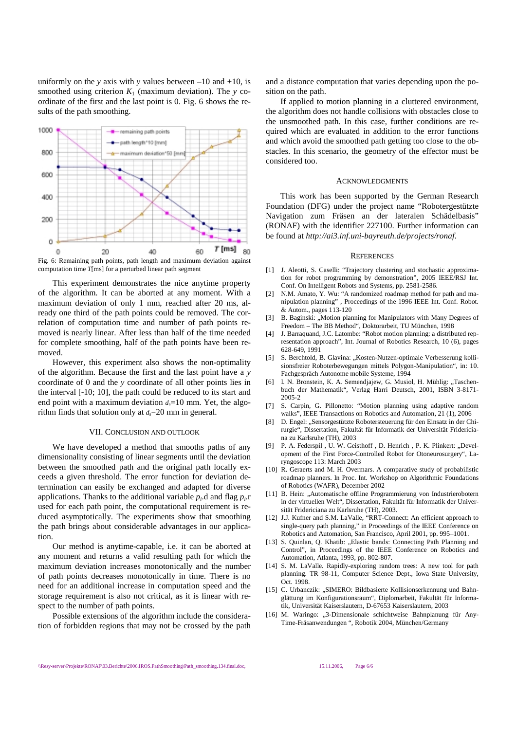uniformly on the $y$ axis with $y$ values between –10 and +10, is smoothed using criterion $K_1$ (maximum deviation). The $y$ coordinate of the first and the last point is 0. Fig. 6 shows the results of the path smoothing.

1000
800
600
400
200
0
0
20
40
60
80
T [ms]
remaining path points
path length*10 [mm]
maximum deviation*50 [mm]

Fig. 6: Remaining path points, path length and maximum deviation against computation time $T$[ms] for a perturbed linear path segment

This experiment demonstrates the nice anytime property of the algorithm. It can be aborted at any moment. With a maximum deviation of only 1 mm, reached after 20 ms, already one third of the path points could be removed. The correlation of computation time and number of path points removed is nearly linear. After less than half of the time needed for complete smoothing, half of the path points have been removed.

However, this experiment also shows the non-optimality of the algorithm. Because the first and the last point have a $y$ coordinate of 0 and the $y$ coordinate of all other points lies in the interval [-10; 10], the path could be reduced to its start and end point with a maximum deviation $d_s$=10 mm. Yet, the algorithm finds that solution only at $d_s$=20 mm in general.

## VII. Conclusion and Outlook

We have developed a method that smooths paths of any dimensionality consisting of linear segments until the deviation between the smoothed path and the original path locally exceeds a given threshold. The error function for deviation determination can easily be exchanged and adapted for diverse applications. Thanks to the additional variable $p_i$.d and flag $p_i$.r used for each path point, the computational requirement is reduced asymptotically. The experiments show that smoothing the path brings about considerable advantages in our application.

Our method is anytime-capable, i.e. it can be aborted at any moment and returns a valid resulting path for which the maximum deviation increases monotonically and the number of path points decreases monotonically in time. There is no need for an additional increase in computation speed and the storage requirement is also not critical, as it is linear with respect to the number of path points.

Possible extensions of the algorithm include the consideration of forbidden regions that may not be crossed by the path and a distance computation that varies depending upon the position on the path.

If applied to motion planning in a cluttered environment, the algorithm does not handle collisions with obstacles close to the unsmoothed path. In this case, further conditions are required which are evaluated in addition to the error functions and which avoid the smoothed path getting too close to the obstacles. In this scenario, the geometry of the effector must be considered too.

## Acknowledgments

This work has been supported by the German Research Foundation (DFG) under the project name "Robotergestützte Navigation zum Fräsen an der lateralen Schädelbasis" (RONAF) with the identifier 227100. Further information can be found at *http://ai3.inf.uni-bayreuth.de/projects/ronaf*.

## References

[1] J. Aleotti, S. Caselli: "Trajectory clustering and stochastic approximation for robot programming by demonstration", 2005 IEEE/RSJ Int. Conf. On Intelligent Robots and Systems, pp. 2581-2586.

[2] N.M. Amato, Y. Wu: "A randomized roadmap method for path and manipulation planning" , Proceedings of the 1996 IEEE Int. Conf. Robot. & Autom., pages 113-120

[3] B. Baginski: „Motion planning for Manipulators with Many Degrees of Freedom – The BB Method", Doktorarbeit, TU München, 1998

[4] J. Barraquand, J.C. Latombe: "Robot motion planning: a distributed representation approach", Int. Journal of Robotics Research, 10 (6), pages 628-649, 1991

[5] S. Berchtold, B. Glavina: „Kosten-Nutzen-optimale Verbesserung kollisionsfreier Roboterbewegungen mittels Polygon-Manipulation", in: 10. Fachgespräch Autonome mobile Systeme, 1994

[6] I. N. Bronstein, K. A. Semendjajew, G. Musiol, H. Mühlig: „Taschenbuch der Mathematik", Verlag Harri Deutsch, 2001, ISBN 3-8171-2005-2

[7] S. Carpin, G. Pillonetto: "Motion planning using adaptive random walks", IEEE Transactions on Robotics and Automation, 21 (1), 2006

[8] D. Engel: „Sensorgestützte Robotersteuerung für den Einsatz in der Chirurgie", Dissertation, Fakultät für Informatik der Universität Fridericiana zu Karlsruhe (TH), 2003

[9] P. A. Federspil , U. W. Geisthoff , D. Henrich , P. K. Plinkert: „Development of the First Force-Controlled Robot for Otoneurosurgery", Laryngoscope 113: March 2003

[10] R. Geraerts and M. H. Overmars. A comparative study of probabilistic roadmap planners. In Proc. Int. Workshop on Algorithmic Foundations of Robotics (WAFR), December 2002

[11] B. Hein: „Automatische offline Programmierung von Industrierobotern in der virtuellen Welt", Dissertation, Fakultät für Informatik der Universität Fridericiana zu Karlsruhe (TH), 2003.

[12] J.J. Kufner and S.M. LaValle, "RRT-Connect: An efficient approach to single-query path planning," in Proceedings of the IEEE Conference on Robotics and Automation, San Francisco, April 2001, pp. 995–1001.

[13] S. Quinlan, Q. Khatib: „Elastic bands: Connecting Path Planning and Control", in Proceedings of the IEEE Conference on Robotics and Automation, Atlanta, 1993, pp. 802-807.

[14] S. M. LaValle. Rapidly-exploring random trees: A new tool for path planning. TR 98-11, Computer Science Dept., Iowa State University, Oct. 1998.

[15] C. Urbanczik: „SIMERO: Bildbasierte Kollisionserkennung und Bahnglättung im Konfigurationsraum", Diplomarbeit, Fakultät für Informatik, Universität Kaiserslautern, D-67653 Kaiserslautern, 2003

[16] M. Waringo: „3-Dimensionale schichtweise Bahnplanung für Any-Time-Fräsanwendungen ", Robotik 2004, München/Germany